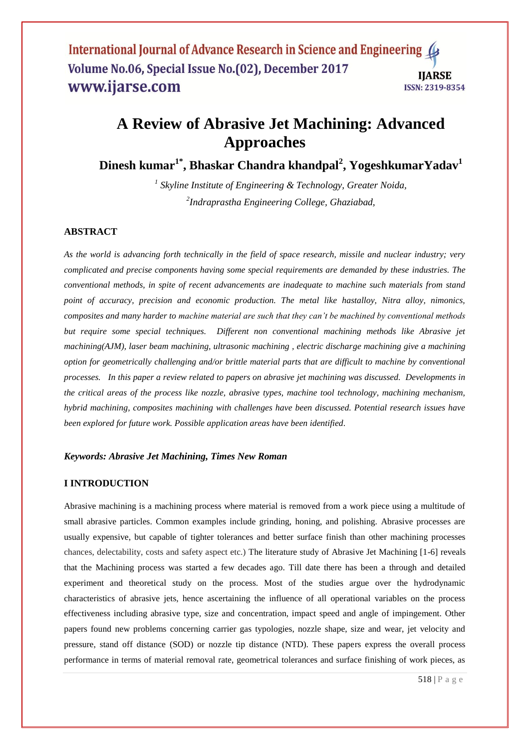# A Review of Abrasive Jet Machining: Advanced Approaches

**Dinesh kumar[1*], Bhaskar Chandra khandpal[2], YogeshkumarYadav[1]**

*[1] Skyline Institute of Engineering & Technology, Greater Noida,*

*[2]Indraprastha Engineering College, Ghaziabad,*

## ABSTRACT

*As the world is advancing forth technically in the field of space research, missile and nuclear industry; very complicated and precise components having some special requirements are demanded by these industries. The conventional methods, in spite of recent advancements are inadequate to machine such materials from stand point of accuracy, precision and economic production. The metal like hastalloy, Nitra alloy, nimonics, composites and many harder to machine material are such that they can't be machined by conventional methods but require some special techniques. Different non conventional machining methods like Abrasive jet machining(AJM), laser beam machining, ultrasonic machining , electric discharge machining give a machining option for geometrically challenging and/or brittle material parts that are difficult to machine by conventional processes. In this paper a review related to papers on abrasive jet machining was discussed. Developments in the critical areas of the process like nozzle, abrasive types, machine tool technology, machining mechanism, hybrid machining, composites machining with challenges have been discussed. Potential research issues have been explored for future work. Possible application areas have been identified.*

***Keywords: Abrasive Jet Machining, Times New Roman***

## I INTRODUCTION

Abrasive machining is a machining process where material is removed from a work piece using a multitude of small abrasive particles. Common examples include grinding, honing, and polishing. Abrasive processes are usually expensive, but capable of tighter tolerances and better surface finish than other machining processes chances, delectability, costs and safety aspect etc.) The literature study of Abrasive Jet Machining [1-6] reveals that the Machining process was started a few decades ago. Till date there has been a through and detailed experiment and theoretical study on the process. Most of the studies argue over the hydrodynamic characteristics of abrasive jets, hence ascertaining the influence of all operational variables on the process effectiveness including abrasive type, size and concentration, impact speed and angle of impingement. Other papers found new problems concerning carrier gas typologies, nozzle shape, size and wear, jet velocity and pressure, stand off distance (SOD) or nozzle tip distance (NTD). These papers express the overall process performance in terms of material removal rate, geometrical tolerances and surface finishing of work pieces, as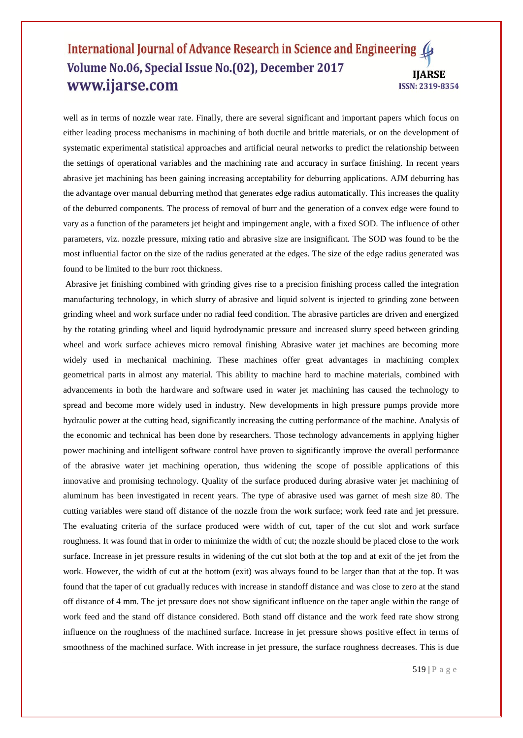well as in terms of nozzle wear rate. Finally, there are several significant and important papers which focus on either leading process mechanisms in machining of both ductile and brittle materials, or on the development of systematic experimental statistical approaches and artificial neural networks to predict the relationship between the settings of operational variables and the machining rate and accuracy in surface finishing. In recent years abrasive jet machining has been gaining increasing acceptability for deburring applications. AJM deburring has the advantage over manual deburring method that generates edge radius automatically. This increases the quality of the deburred components. The process of removal of burr and the generation of a convex edge were found to vary as a function of the parameters jet height and impingement angle, with a fixed SOD. The influence of other parameters, viz. nozzle pressure, mixing ratio and abrasive size are insignificant. The SOD was found to be the most influential factor on the size of the radius generated at the edges. The size of the edge radius generated was found to be limited to the burr root thickness.

Abrasive jet finishing combined with grinding gives rise to a precision finishing process called the integration manufacturing technology, in which slurry of abrasive and liquid solvent is injected to grinding zone between grinding wheel and work surface under no radial feed condition. The abrasive particles are driven and energized by the rotating grinding wheel and liquid hydrodynamic pressure and increased slurry speed between grinding wheel and work surface achieves micro removal finishing Abrasive water jet machines are becoming more widely used in mechanical machining. These machines offer great advantages in machining complex geometrical parts in almost any material. This ability to machine hard to machine materials, combined with advancements in both the hardware and software used in water jet machining has caused the technology to spread and become more widely used in industry. New developments in high pressure pumps provide more hydraulic power at the cutting head, significantly increasing the cutting performance of the machine. Analysis of the economic and technical has been done by researchers. Those technology advancements in applying higher power machining and intelligent software control have proven to significantly improve the overall performance of the abrasive water jet machining operation, thus widening the scope of possible applications of this innovative and promising technology. Quality of the surface produced during abrasive water jet machining of aluminum has been investigated in recent years. The type of abrasive used was garnet of mesh size 80. The cutting variables were stand off distance of the nozzle from the work surface; work feed rate and jet pressure. The evaluating criteria of the surface produced were width of cut, taper of the cut slot and work surface roughness. It was found that in order to minimize the width of cut; the nozzle should be placed close to the work surface. Increase in jet pressure results in widening of the cut slot both at the top and at exit of the jet from the work. However, the width of cut at the bottom (exit) was always found to be larger than that at the top. It was found that the taper of cut gradually reduces with increase in standoff distance and was close to zero at the stand off distance of 4 mm. The jet pressure does not show significant influence on the taper angle within the range of work feed and the stand off distance considered. Both stand off distance and the work feed rate show strong influence on the roughness of the machined surface. Increase in jet pressure shows positive effect in terms of smoothness of the machined surface. With increase in jet pressure, the surface roughness decreases. This is due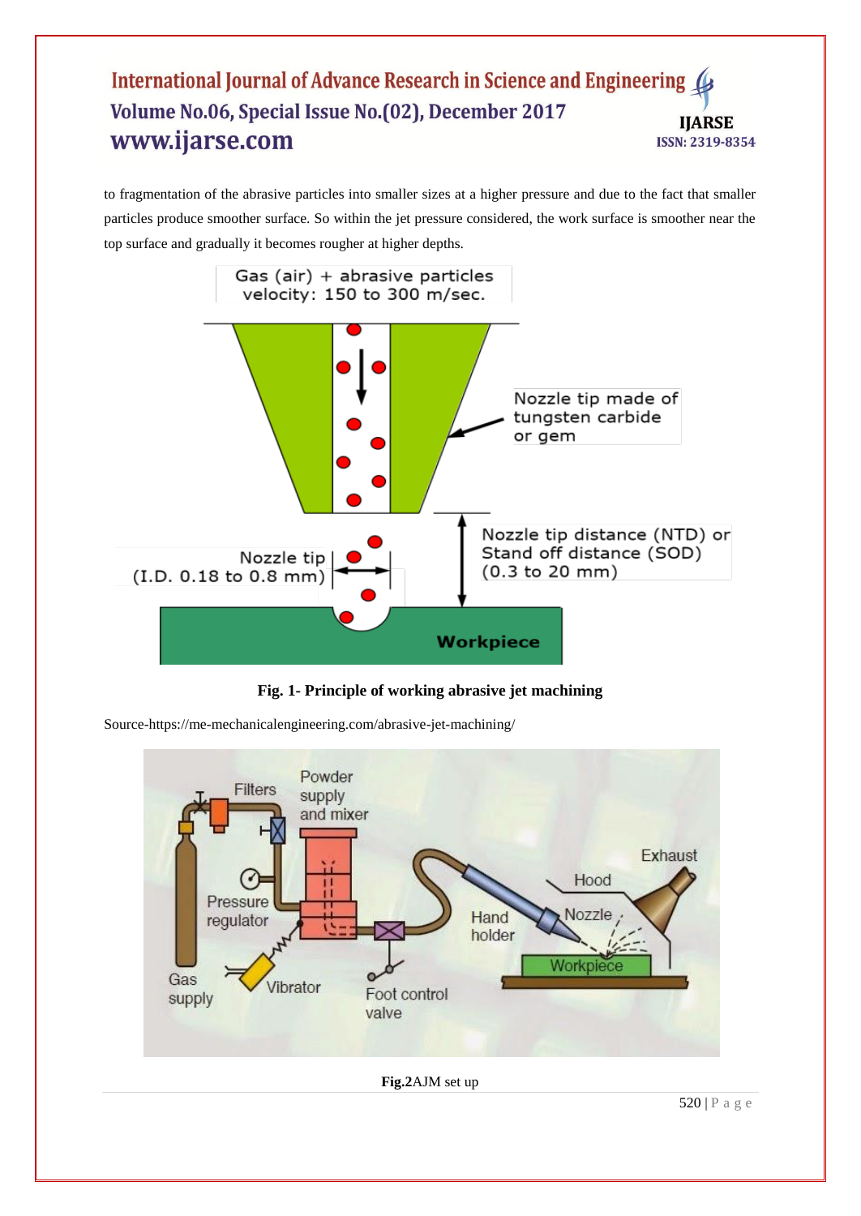to fragmentation of the abrasive particles into smaller sizes at a higher pressure and due to the fact that smaller particles produce smoother surface. So within the jet pressure considered, the work surface is smoother near the top surface and gradually it becomes rougher at higher depths.

**Fig. 1- Principle of working abrasive jet machining**

Source-https://me-mechanicalengineering.com/abrasive-jet-machining/

**Fig.2**AJM set up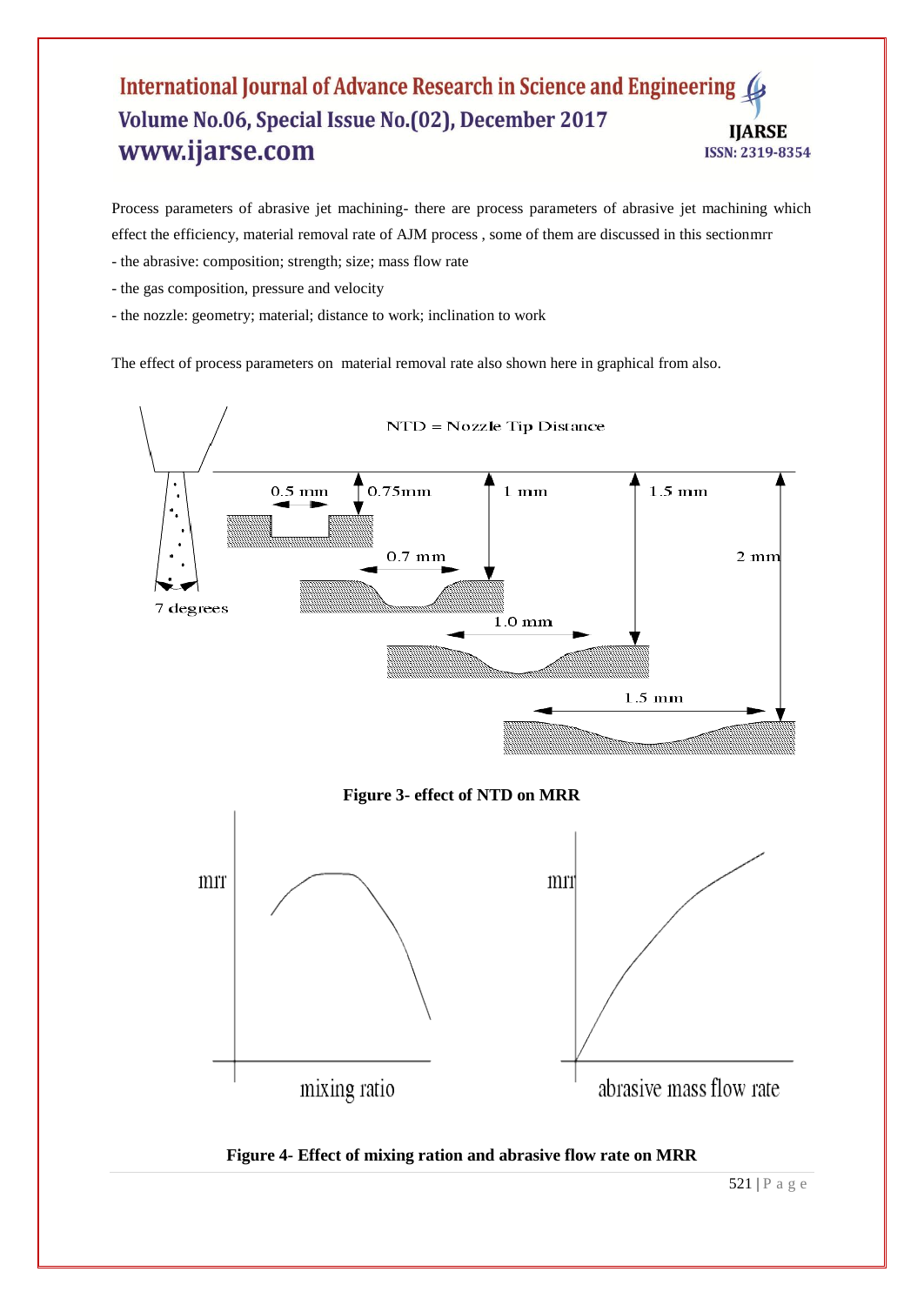Process parameters of abrasive jet machining- there are process parameters of abrasive jet machining which effect the efficiency, material removal rate of AJM process , some of them are discussed in this sectionmrr

- the abrasive: composition; strength; size; mass flow rate
- the gas composition, pressure and velocity
- the nozzle: geometry; material; distance to work; inclination to work

The effect of process parameters on material removal rate also shown here in graphical from also.

**Figure 3- effect of NTD on MRR**

**Figure 4- Effect of mixing ration and abrasive flow rate on MRR**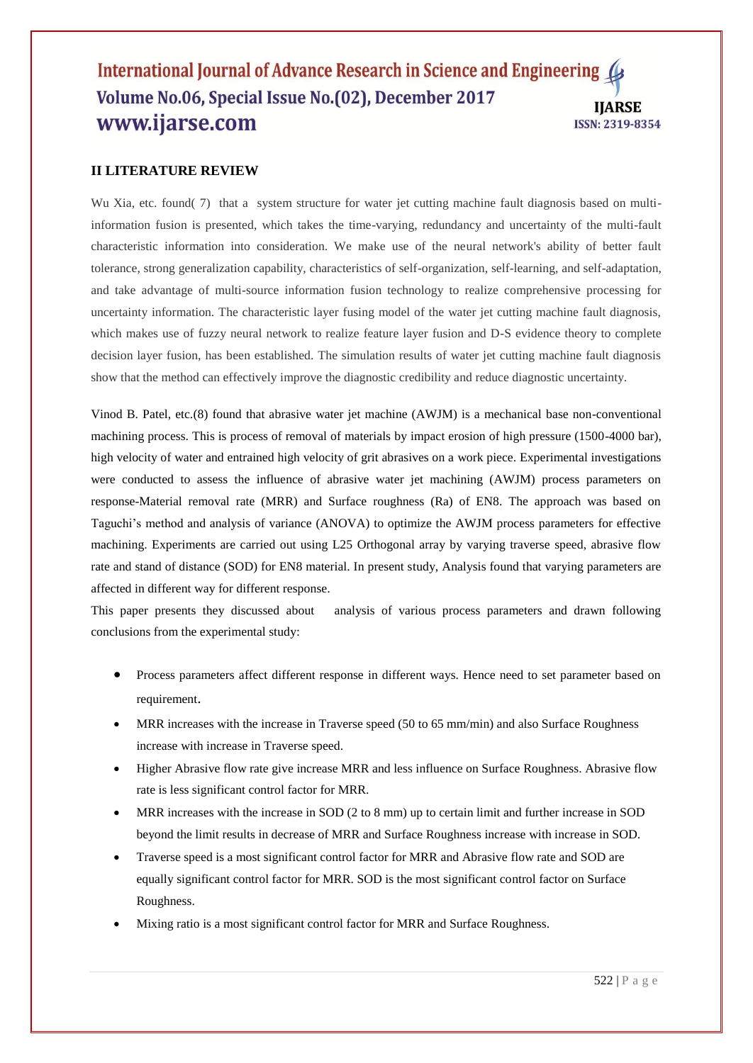## II LITERATURE REVIEW

Wu Xia, etc. found( 7) that a system structure for water jet cutting machine fault diagnosis based on multi-information fusion is presented, which takes the time-varying, redundancy and uncertainty of the multi-fault characteristic information into consideration. We make use of the neural network's ability of better fault tolerance, strong generalization capability, characteristics of self-organization, self-learning, and self-adaptation, and take advantage of multi-source information fusion technology to realize comprehensive processing for uncertainty information. The characteristic layer fusing model of the water jet cutting machine fault diagnosis, which makes use of fuzzy neural network to realize feature layer fusion and D-S evidence theory to complete decision layer fusion, has been established. The simulation results of water jet cutting machine fault diagnosis show that the method can effectively improve the diagnostic credibility and reduce diagnostic uncertainty.

Vinod B. Patel, etc.(8) found that abrasive water jet machine (AWJM) is a mechanical base non-conventional machining process. This is process of removal of materials by impact erosion of high pressure (1500-4000 bar), high velocity of water and entrained high velocity of grit abrasives on a work piece. Experimental investigations were conducted to assess the influence of abrasive water jet machining (AWJM) process parameters on response-Material removal rate (MRR) and Surface roughness (Ra) of EN8. The approach was based on Taguchi's method and analysis of variance (ANOVA) to optimize the AWJM process parameters for effective machining. Experiments are carried out using L25 Orthogonal array by varying traverse speed, abrasive flow rate and stand of distance (SOD) for EN8 material. In present study, Analysis found that varying parameters are affected in different way for different response.

This paper presents they discussed about analysis of various process parameters and drawn following conclusions from the experimental study:

- Process parameters affect different response in different ways. Hence need to set parameter based on requirement.
- MRR increases with the increase in Traverse speed (50 to 65 mm/min) and also Surface Roughness increase with increase in Traverse speed.
- Higher Abrasive flow rate give increase MRR and less influence on Surface Roughness. Abrasive flow rate is less significant control factor for MRR.
- MRR increases with the increase in SOD (2 to 8 mm) up to certain limit and further increase in SOD beyond the limit results in decrease of MRR and Surface Roughness increase with increase in SOD.
- Traverse speed is a most significant control factor for MRR and Abrasive flow rate and SOD are equally significant control factor for MRR. SOD is the most significant control factor on Surface Roughness.
- Mixing ratio is a most significant control factor for MRR and Surface Roughness.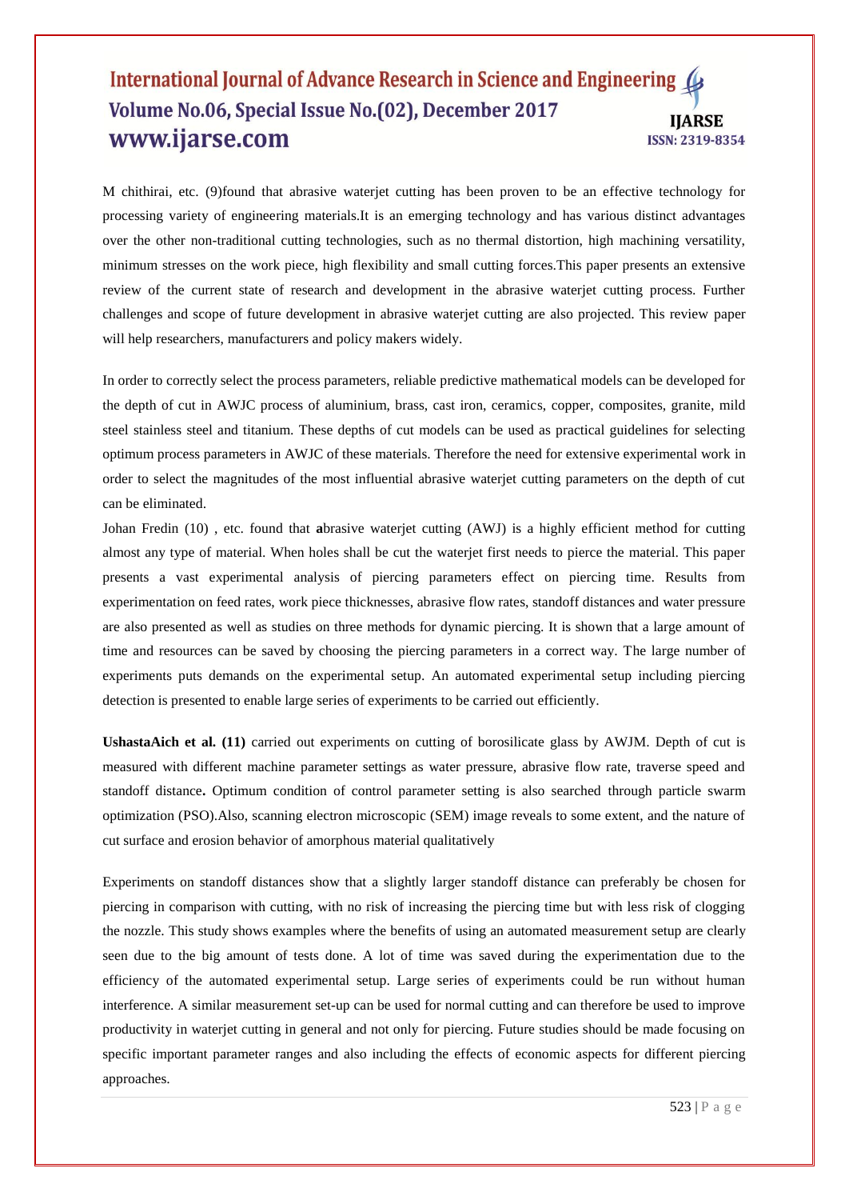M chithirai, etc. (9)found that abrasive waterjet cutting has been proven to be an effective technology for processing variety of engineering materials.It is an emerging technology and has various distinct advantages over the other non-traditional cutting technologies, such as no thermal distortion, high machining versatility, minimum stresses on the work piece, high flexibility and small cutting forces.This paper presents an extensive review of the current state of research and development in the abrasive waterjet cutting process. Further challenges and scope of future development in abrasive waterjet cutting are also projected. This review paper will help researchers, manufacturers and policy makers widely.

In order to correctly select the process parameters, reliable predictive mathematical models can be developed for the depth of cut in AWJC process of aluminium, brass, cast iron, ceramics, copper, composites, granite, mild steel stainless steel and titanium. These depths of cut models can be used as practical guidelines for selecting optimum process parameters in AWJC of these materials. Therefore the need for extensive experimental work in order to select the magnitudes of the most influential abrasive waterjet cutting parameters on the depth of cut can be eliminated.

Johan Fredin (10) , etc. found that **a**brasive waterjet cutting (AWJ) is a highly efficient method for cutting almost any type of material. When holes shall be cut the waterjet first needs to pierce the material. This paper presents a vast experimental analysis of piercing parameters effect on piercing time. Results from experimentation on feed rates, work piece thicknesses, abrasive flow rates, standoff distances and water pressure are also presented as well as studies on three methods for dynamic piercing. It is shown that a large amount of time and resources can be saved by choosing the piercing parameters in a correct way. The large number of experiments puts demands on the experimental setup. An automated experimental setup including piercing detection is presented to enable large series of experiments to be carried out efficiently.

**UshastaAich et al. (11)** carried out experiments on cutting of borosilicate glass by AWJM. Depth of cut is measured with different machine parameter settings as water pressure, abrasive flow rate, traverse speed and standoff distance**.** Optimum condition of control parameter setting is also searched through particle swarm optimization (PSO).Also, scanning electron microscopic (SEM) image reveals to some extent, and the nature of cut surface and erosion behavior of amorphous material qualitatively

Experiments on standoff distances show that a slightly larger standoff distance can preferably be chosen for piercing in comparison with cutting, with no risk of increasing the piercing time but with less risk of clogging the nozzle. This study shows examples where the benefits of using an automated measurement setup are clearly seen due to the big amount of tests done. A lot of time was saved during the experimentation due to the efficiency of the automated experimental setup. Large series of experiments could be run without human interference. A similar measurement set-up can be used for normal cutting and can therefore be used to improve productivity in waterjet cutting in general and not only for piercing. Future studies should be made focusing on specific important parameter ranges and also including the effects of economic aspects for different piercing approaches.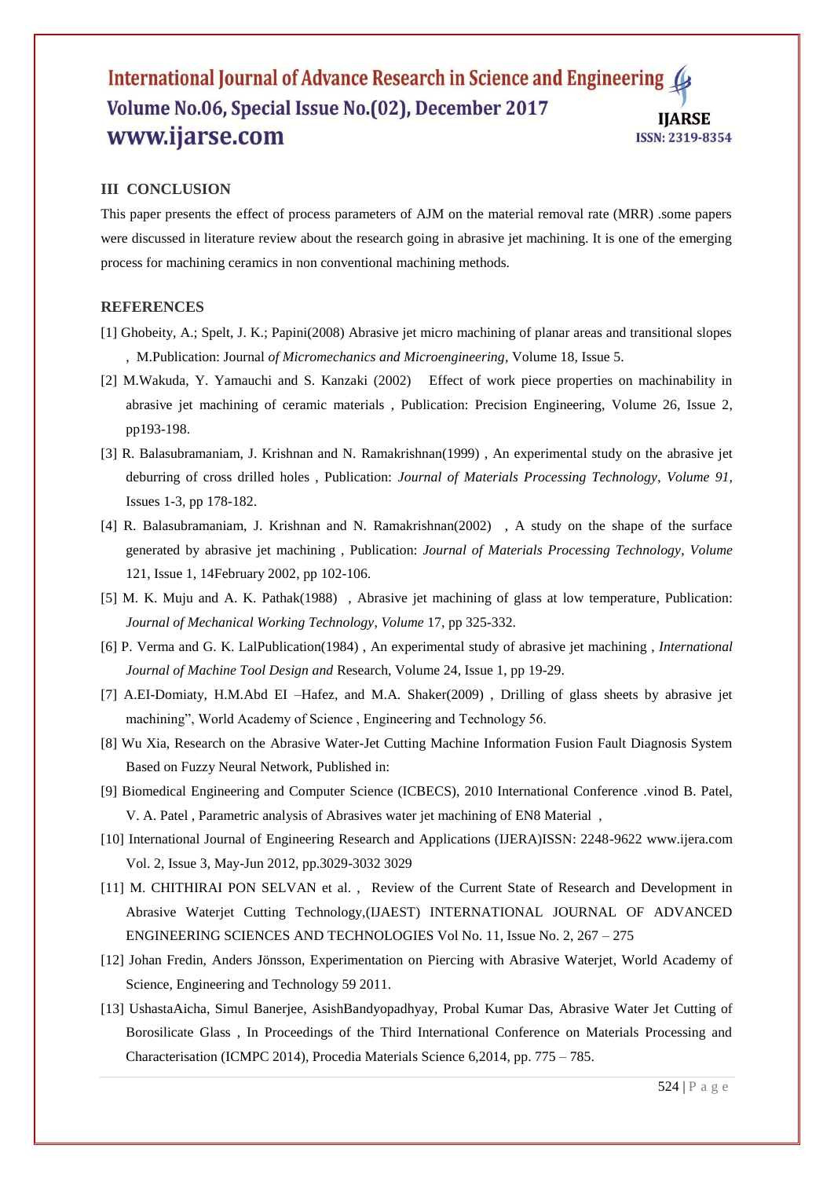## III CONCLUSION

This paper presents the effect of process parameters of AJM on the material removal rate (MRR) .some papers were discussed in literature review about the research going in abrasive jet machining. It is one of the emerging process for machining ceramics in non conventional machining methods.

## REFERENCES

[1] Ghobeity, A.; Spelt, J. K.; Papini(2008) Abrasive jet micro machining of planar areas and transitional slopes , M.Publication: Journal *of Micromechanics and Microengineering*, Volume 18, Issue 5.

[2] M.Wakuda, Y. Yamauchi and S. Kanzaki (2002) Effect of work piece properties on machinability in abrasive jet machining of ceramic materials , Publication: Precision Engineering, Volume 26, Issue 2, pp193-198.

[3] R. Balasubramaniam, J. Krishnan and N. Ramakrishnan(1999) , An experimental study on the abrasive jet deburring of cross drilled holes , Publication: *Journal of Materials Processing Technology*, *Volume 91,* Issues 1-3, pp 178-182.

[4] R. Balasubramaniam, J. Krishnan and N. Ramakrishnan(2002) , A study on the shape of the surface generated by abrasive jet machining , Publication: *Journal of Materials Processing Technology*, *Volume* 121, Issue 1, 14February 2002, pp 102-106.

[5] M. K. Muju and A. K. Pathak(1988) , Abrasive jet machining of glass at low temperature, Publication: *Journal of Mechanical Working Technology*, *Volume* 17, pp 325-332.

[6] P. Verma and G. K. LalPublication(1984) , An experimental study of abrasive jet machining , *International Journal of Machine Tool Design and* Research, Volume 24, Issue 1, pp 19-29.

[7] A.EI-Domiaty, H.M.Abd EI –Hafez, and M.A. Shaker(2009) , Drilling of glass sheets by abrasive jet machining", World Academy of Science , Engineering and Technology 56.

[8] Wu Xia, Research on the Abrasive Water-Jet Cutting Machine Information Fusion Fault Diagnosis System Based on Fuzzy Neural Network, Published in:

[9] Biomedical Engineering and Computer Science (ICBECS), 2010 International Conference .vinod B. Patel, V. A. Patel , Parametric analysis of Abrasives water jet machining of EN8 Material ,

[10] International Journal of Engineering Research and Applications (IJERA)ISSN: 2248-9622 www.ijera.com Vol. 2, Issue 3, May-Jun 2012, pp.3029-3032 3029

[11] M. CHITHIRAI PON SELVAN et al. , Review of the Current State of Research and Development in Abrasive Waterjet Cutting Technology,(IJAEST) INTERNATIONAL JOURNAL OF ADVANCED ENGINEERING SCIENCES AND TECHNOLOGIES Vol No. 11, Issue No. 2, 267 – 275

[12] Johan Fredin, Anders Jönsson, Experimentation on Piercing with Abrasive Waterjet, World Academy of Science, Engineering and Technology 59 2011.

[13] UshastaAicha, Simul Banerjee, AsishBandyopadhyay, Probal Kumar Das, Abrasive Water Jet Cutting of Borosilicate Glass , In Proceedings of the Third International Conference on Materials Processing and Characterisation (ICMPC 2014), Procedia Materials Science 6,2014, pp. 775 – 785.